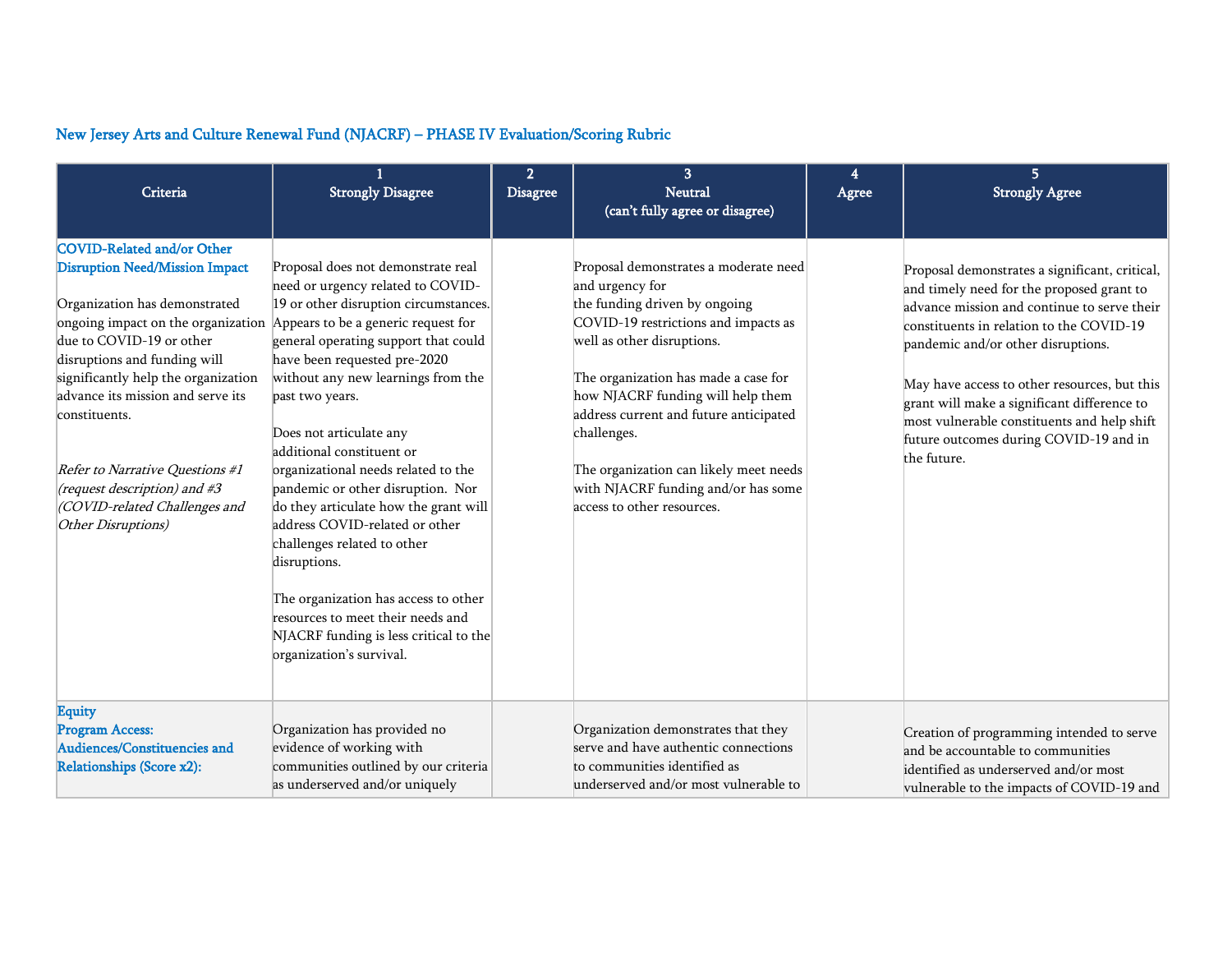## New Jersey Arts and Culture Renewal Fund (NJACRF) – PHASE IV Evaluation/Scoring Rubric

| Criteria | 1<br>Strongly Disagree | 2<br>Disagree | 3<br>Neutral<br>(can't fully agree or disagree) | 4<br>Agree | 5<br>Strongly Agree |
|---|---|---|---|---|---|
| **COVID-Related and/or Other Disruption Need/Mission Impact**<br><br>Organization has demonstrated ongoing impact on the organization due to COVID-19 or other disruptions and funding will significantly help the organization advance its mission and serve its constituents.<br><br>*Refer to Narrative Questions #1 (request description) and #3 (COVID-related Challenges and Other Disruptions)* | Proposal does not demonstrate real need or urgency related to COVID-19 or other disruption circumstances. Appears to be a generic request for general operating support that could have been requested pre-2020 without any new learnings from the past two years.<br><br>Does not articulate any additional constituent or organizational needs related to the pandemic or other disruption. Nor do they articulate how the grant will address COVID-related or other challenges related to other disruptions.<br><br>The organization has access to other resources to meet their needs and NJACRF funding is less critical to the organization's survival. | | Proposal demonstrates a moderate need and urgency for the funding driven by ongoing COVID-19 restrictions and impacts as well as other disruptions.<br><br>The organization has made a case for how NJACRF funding will help them address current and future anticipated challenges.<br><br>The organization can likely meet needs with NJACRF funding and/or has some access to other resources. | | Proposal demonstrates a significant, critical, and timely need for the proposed grant to advance mission and continue to serve their constituents in relation to the COVID-19 pandemic and/or other disruptions.<br><br>May have access to other resources, but this grant will make a significant difference to most vulnerable constituents and help shift future outcomes during COVID-19 and in the future. |
| **Equity**<br>**Program Access: Audiences/Constituencies and Relationships (Score x2):** | Organization has provided no evidence of working with communities outlined by our criteria as underserved and/or uniquely | | Organization demonstrates that they serve and have authentic connections to communities identified as underserved and/or most vulnerable to | | Creation of programming intended to serve and be accountable to communities identified as underserved and/or most vulnerable to the impacts of COVID-19 and |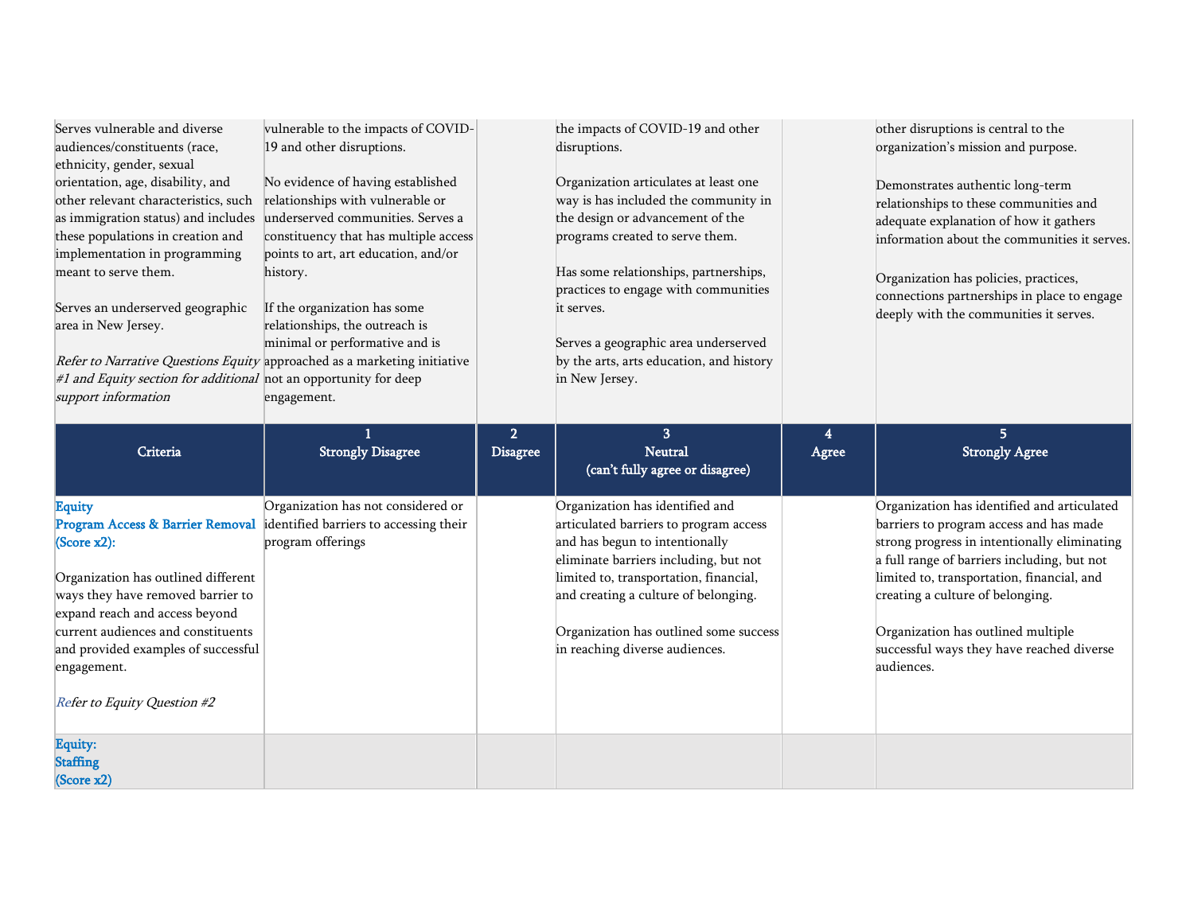| | | | | | |
|---|---|---|---|---|---|
| Serves vulnerable and diverse audiences/constituents (race, ethnicity, gender, sexual orientation, age, disability, and other relevant characteristics, such as immigration status) and includes these populations in creation and implementation in programming meant to serve them.<br><br>Serves an underserved geographic area in New Jersey.<br><br>*Refer to Narrative Questions Equity #1 and Equity section for additional support information* | vulnerable to the impacts of COVID-19 and other disruptions.<br><br>No evidence of having established relationships with vulnerable or underserved communities. Serves a constituency that has multiple access points to art, art education, and/or history.<br><br>If the organization has some relationships, the outreach is minimal or performative and is approached as a marketing initiative not an opportunity for deep engagement. | | the impacts of COVID-19 and other disruptions.<br><br>Organization articulates at least one way is has included the community in the design or advancement of the programs created to serve them.<br><br>Has some relationships, partnerships, practices to engage with communities it serves.<br><br>Serves a geographic area underserved by the arts, arts education, and history in New Jersey. | | other disruptions is central to the organization's mission and purpose.<br><br>Demonstrates authentic long-term relationships to these communities and adequate explanation of how it gathers information about the communities it serves.<br><br>Organization has policies, practices, connections partnerships in place to engage deeply with the communities it serves. |
| **Criteria** | **1<br>Strongly Disagree** | **2<br>Disagree** | **3<br>Neutral<br>(can't fully agree or disagree)** | **4<br>Agree** | **5<br>Strongly Agree** |
| **Equity<br>Program Access & Barrier Removal (Score x2):**<br><br>Organization has outlined different ways they have removed barrier to expand reach and access beyond current audiences and constituents and provided examples of successful engagement.<br><br>*Refer to Equity Question #2* | Organization has not considered or identified barriers to accessing their program offerings | | Organization has identified and articulated barriers to program access and has begun to intentionally eliminate barriers including, but not limited to, transportation, financial, and creating a culture of belonging.<br><br>Organization has outlined some success in reaching diverse audiences. | | Organization has identified and articulated barriers to program access and has made strong progress in intentionally eliminating a full range of barriers including, but not limited to, transportation, financial, and creating a culture of belonging.<br><br>Organization has outlined multiple successful ways they have reached diverse audiences. |
| **Equity:<br>Staffing<br>(Score x2)** | | | | | |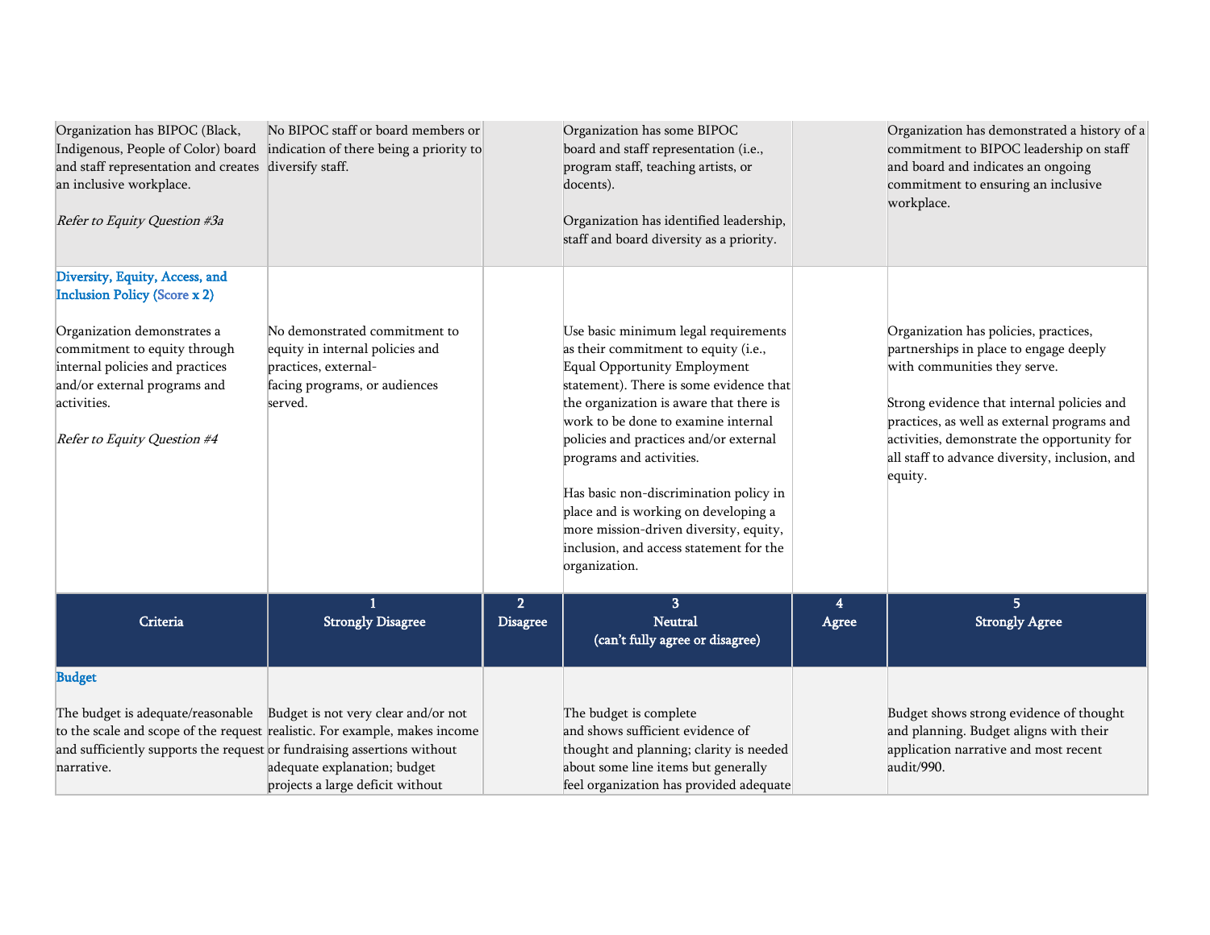| Criteria | 1<br>Strongly Disagree | 2<br>Disagree | 3<br>Neutral<br>(can't fully agree or disagree) | 4<br>Agree | 5<br>Strongly Agree |
|---|---|---|---|---|---|
| Organization has BIPOC (Black, Indigenous, People of Color) board and staff representation and creates an inclusive workplace.<br><br>*Refer to Equity Question #3a* | No BIPOC staff or board members or indication of there being a priority to diversify staff. | | Organization has some BIPOC board and staff representation (i.e., program staff, teaching artists, or docents).<br><br>Organization has identified leadership, staff and board diversity as a priority. | | Organization has demonstrated a history of a commitment to BIPOC leadership on staff and board and indicates an ongoing commitment to ensuring an inclusive workplace. |
| **Diversity, Equity, Access, and Inclusion Policy (Score x 2)**<br><br>Organization demonstrates a commitment to equity through internal policies and practices and/or external programs and activities.<br><br>*Refer to Equity Question #4* | No demonstrated commitment to equity in internal policies and practices, external-facing programs, or audiences served. | | Use basic minimum legal requirements as their commitment to equity (i.e., Equal Opportunity Employment statement). There is some evidence that the organization is aware that there is work to be done to examine internal policies and practices and/or external programs and activities.<br><br>Has basic non-discrimination policy in place and is working on developing a more mission-driven diversity, equity, inclusion, and access statement for the organization. | | Organization has policies, practices, partnerships in place to engage deeply with communities they serve.<br><br>Strong evidence that internal policies and practices, as well as external programs and activities, demonstrate the opportunity for all staff to advance diversity, inclusion, and equity. |
| **Criteria** | **1<br>Strongly Disagree** | **2<br>Disagree** | **3<br>Neutral<br>(can't fully agree or disagree)** | **4<br>Agree** | **5<br>Strongly Agree** |
| **Budget**<br><br>The budget is adequate/reasonable to the scale and scope of the request and sufficiently supports the request narrative. | Budget is not very clear and/or not realistic. For example, makes income or fundraising assertions without adequate explanation; budget projects a large deficit without | | The budget is complete and shows sufficient evidence of thought and planning; clarity is needed about some line items but generally feel organization has provided adequate | | Budget shows strong evidence of thought and planning. Budget aligns with their application narrative and most recent audit/990. |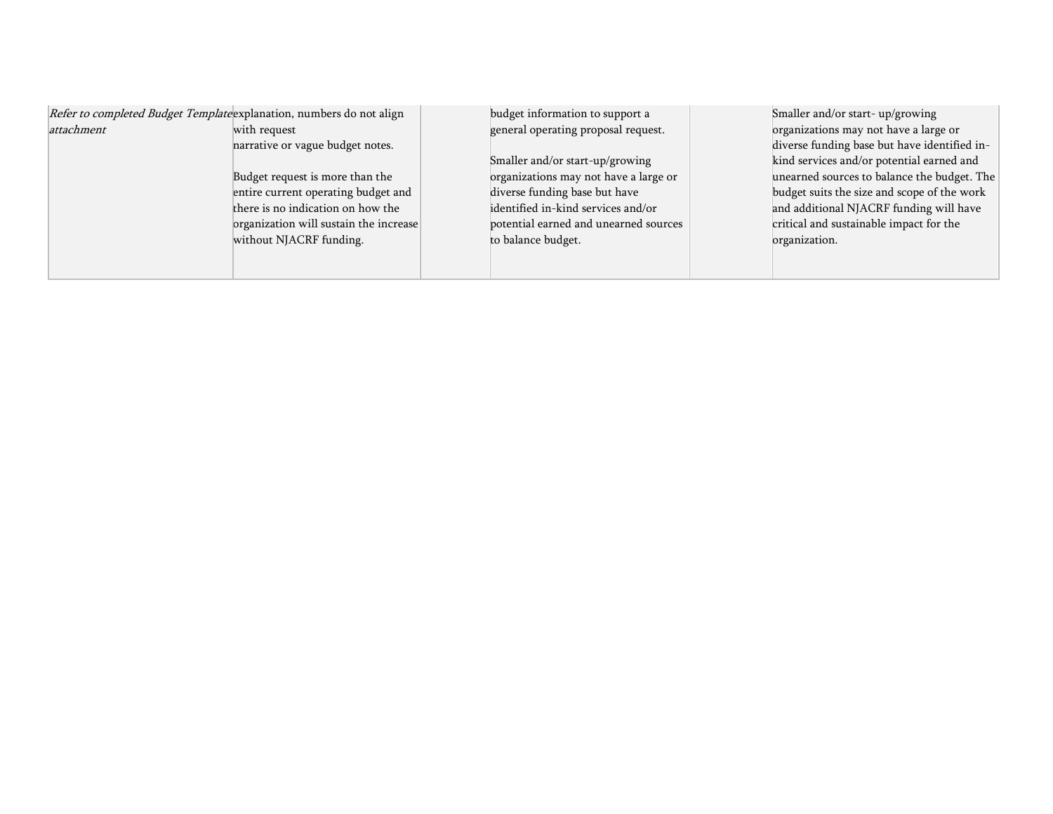| | | | | | |
|---|---|---|---|---|---|
| *Refer to completed Budget Template attachment* | explanation, numbers do not align with request narrative or vague budget notes.<br><br>Budget request is more than the entire current operating budget and there is no indication on how the organization will sustain the increase without NJACRF funding. | | budget information to support a general operating proposal request.<br><br>Smaller and/or start-up/growing organizations may not have a large or diverse funding base but have identified in-kind services and/or potential earned and unearned sources to balance budget. | | Smaller and/or start- up/growing organizations may not have a large or diverse funding base but have identified in-kind services and/or potential earned and unearned sources to balance the budget. The budget suits the size and scope of the work and additional NJACRF funding will have critical and sustainable impact for the organization. |